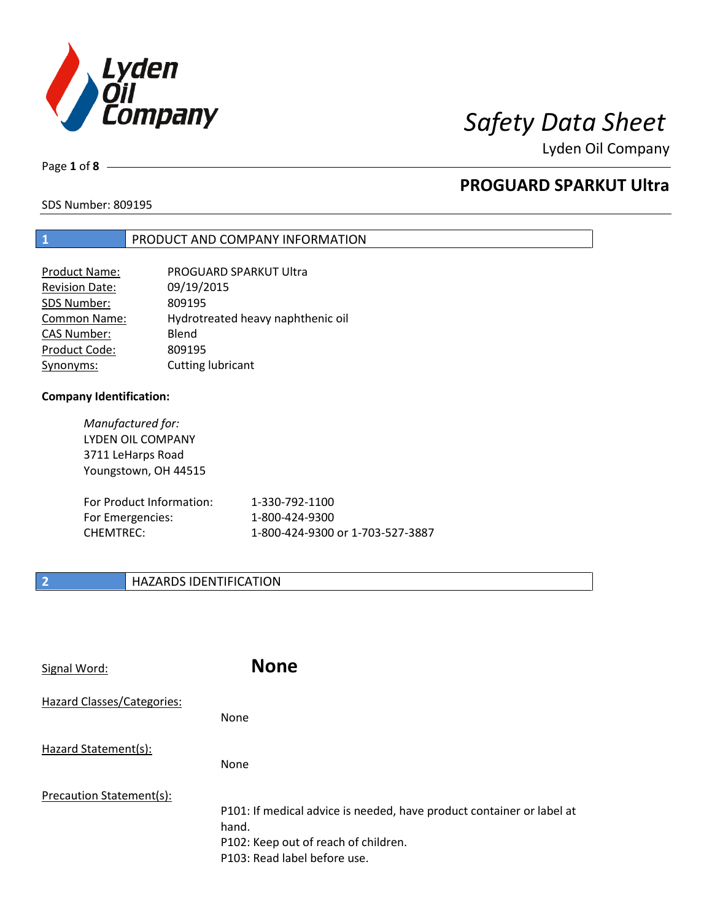# Safety Data Sheet

Lyden Oil Company

## PROGUARD SPARKUT Ultra

SDS Number: 809195

## 1 PRODUCT AND COMPANY INFORMATION

| | |
|---|---|
| Product Name: | PROGUARD SPARKUT Ultra |
| Revision Date: | 09/19/2015 |
| SDS Number: | 809195 |
| Common Name: | Hydrotreated heavy naphthenic oil |
| CAS Number: | Blend |
| Product Code: | 809195 |
| Synonyms: | Cutting lubricant |

**Company Identification:**

*Manufactured for:*
LYDEN OIL COMPANY
3711 LeHarps Road
Youngstown, OH 44515

| | |
|---|---|
| For Product Information: | 1-330-792-1100 |
| For Emergencies: | 1-800-424-9300 |
| CHEMTREC: | 1-800-424-9300 or 1-703-527-3887 |

## 2 HAZARDS IDENTIFICATION

Signal Word: **None**

Hazard Classes/Categories:

None

Hazard Statement(s):

None

Precaution Statement(s):

P101: If medical advice is needed, have product container or label at hand.
P102: Keep out of reach of children.
P103: Read label before use.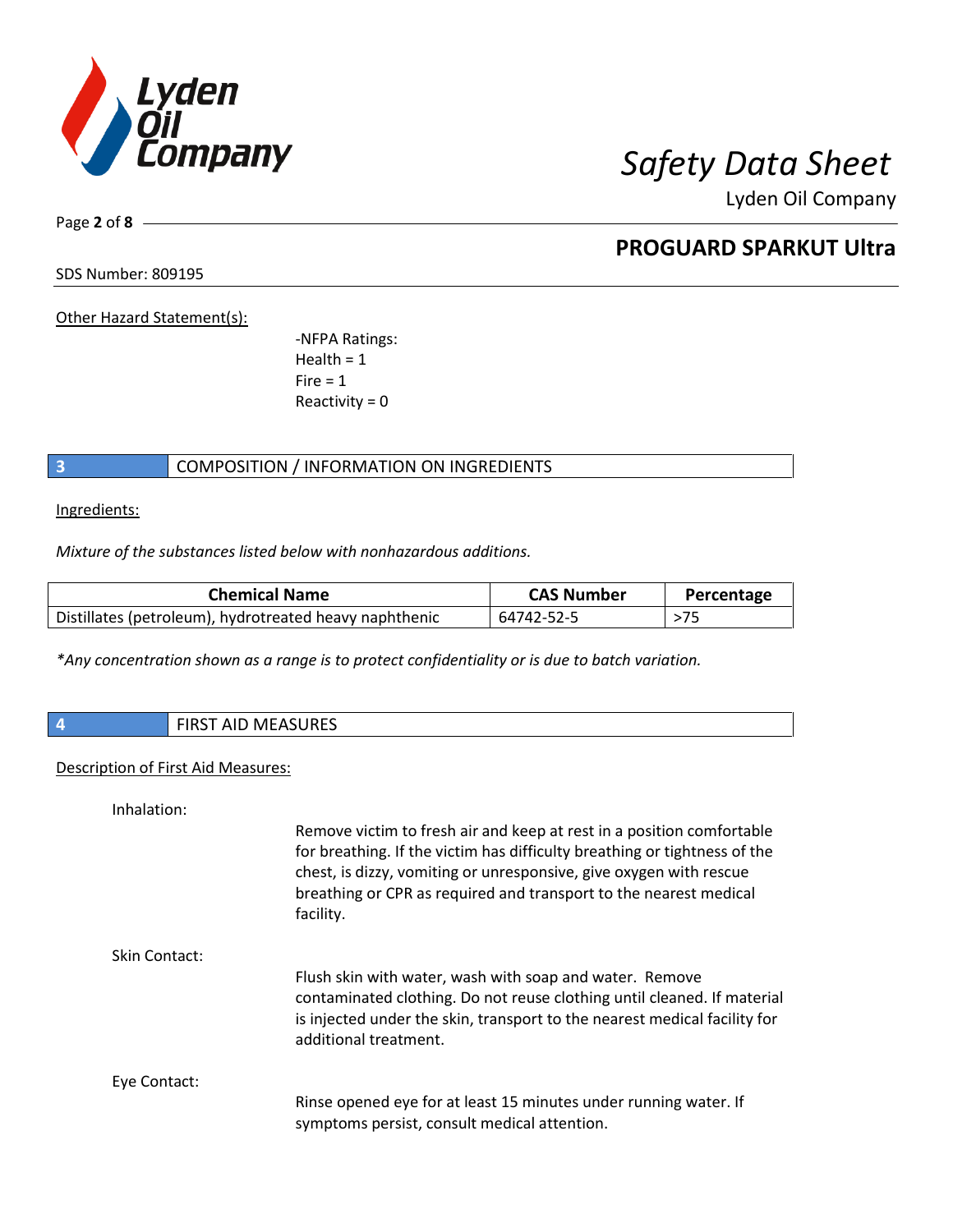Other Hazard Statement(s):

-NFPA Ratings:
Health = 1
Fire = 1
Reactivity = 0

## 3 COMPOSITION / INFORMATION ON INGREDIENTS

Ingredients:

*Mixture of the substances listed below with nonhazardous additions.*

| Chemical Name | CAS Number | Percentage |
|---|---|---|
| Distillates (petroleum), hydrotreated heavy naphthenic | 64742-52-5 | >75 |

*\*Any concentration shown as a range is to protect confidentiality or is due to batch variation.*

## 4 FIRST AID MEASURES

Description of First Aid Measures:

Inhalation:

Remove victim to fresh air and keep at rest in a position comfortable for breathing. If the victim has difficulty breathing or tightness of the chest, is dizzy, vomiting or unresponsive, give oxygen with rescue breathing or CPR as required and transport to the nearest medical facility.

Skin Contact:

Flush skin with water, wash with soap and water. Remove contaminated clothing. Do not reuse clothing until cleaned. If material is injected under the skin, transport to the nearest medical facility for additional treatment.

Eye Contact:

Rinse opened eye for at least 15 minutes under running water. If symptoms persist, consult medical attention.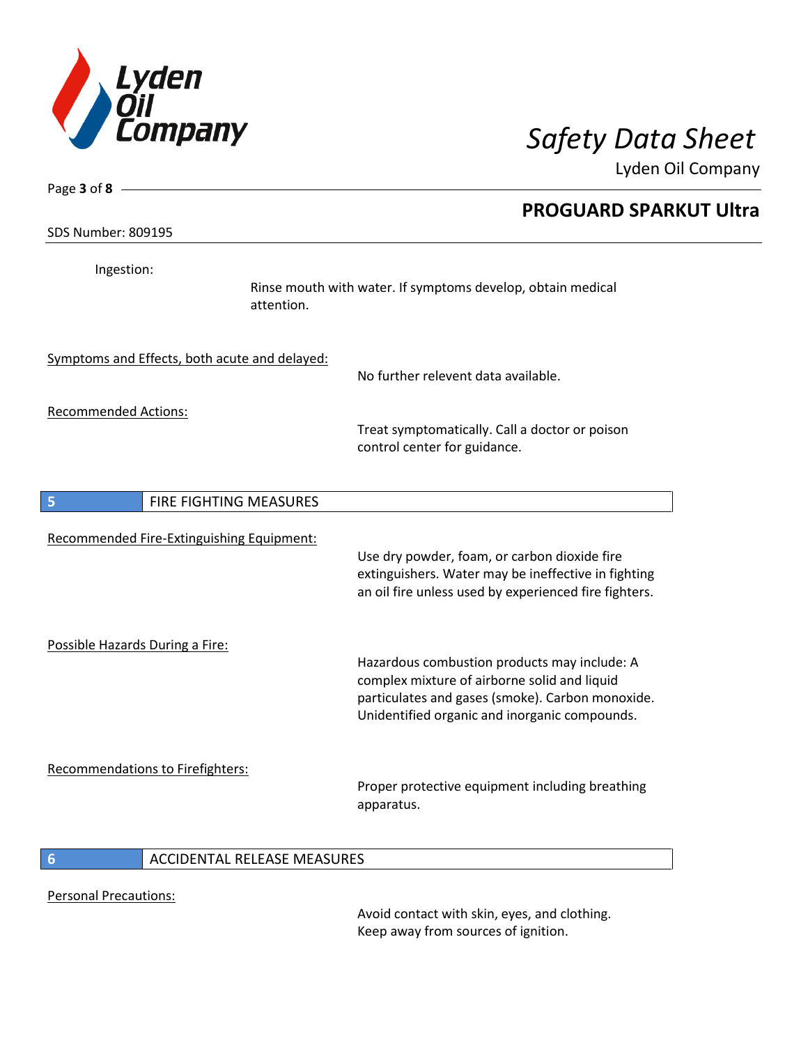Ingestion:

Rinse mouth with water. If symptoms develop, obtain medical attention.

Symptoms and Effects, both acute and delayed:

No further relevent data available.

Recommended Actions:

Treat symptomatically. Call a doctor or poison control center for guidance.

## 5 FIRE FIGHTING MEASURES

Recommended Fire-Extinguishing Equipment:

Use dry powder, foam, or carbon dioxide fire extinguishers. Water may be ineffective in fighting an oil fire unless used by experienced fire fighters.

Possible Hazards During a Fire:

Hazardous combustion products may include: A complex mixture of airborne solid and liquid particulates and gases (smoke). Carbon monoxide. Unidentified organic and inorganic compounds.

Recommendations to Firefighters:

Proper protective equipment including breathing apparatus.

## 6 ACCIDENTAL RELEASE MEASURES

Personal Precautions:

Avoid contact with skin, eyes, and clothing. Keep away from sources of ignition.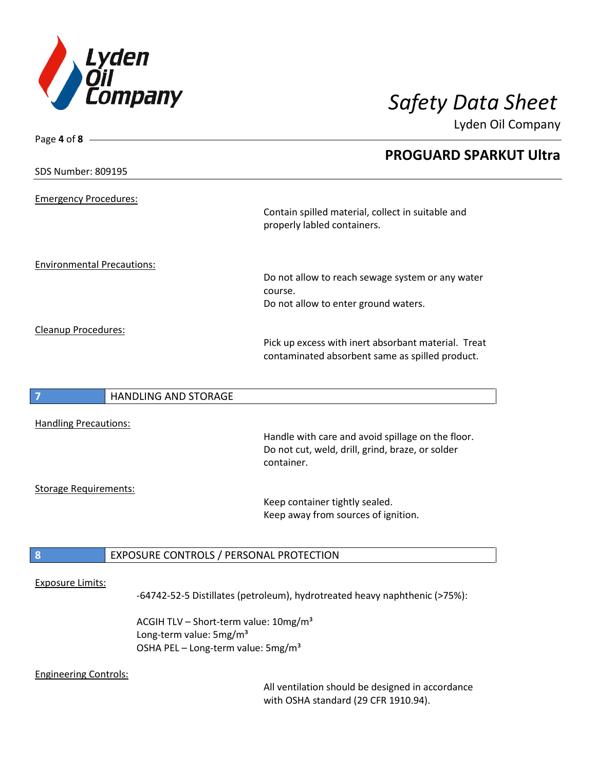**PROGUARD SPARKUT Ultra**

SDS Number: 809195

Emergency Procedures:

Contain spilled material, collect in suitable and properly labled containers.

Environmental Precautions:

Do not allow to reach sewage system or any water course.
Do not allow to enter ground waters.

Cleanup Procedures:

Pick up excess with inert absorbant material. Treat contaminated absorbent same as spilled product.

## 7 HANDLING AND STORAGE

Handling Precautions:

Handle with care and avoid spillage on the floor.
Do not cut, weld, drill, grind, braze, or solder container.

Storage Requirements:

Keep container tightly sealed.
Keep away from sources of ignition.

## 8 EXPOSURE CONTROLS / PERSONAL PROTECTION

Exposure Limits:

-64742-52-5 Distillates (petroleum), hydrotreated heavy naphthenic (>75%):

ACGIH TLV – Short-term value: 10mg/m³
Long-term value: 5mg/m³
OSHA PEL – Long-term value: 5mg/m³

Engineering Controls:

All ventilation should be designed in accordance with OSHA standard (29 CFR 1910.94).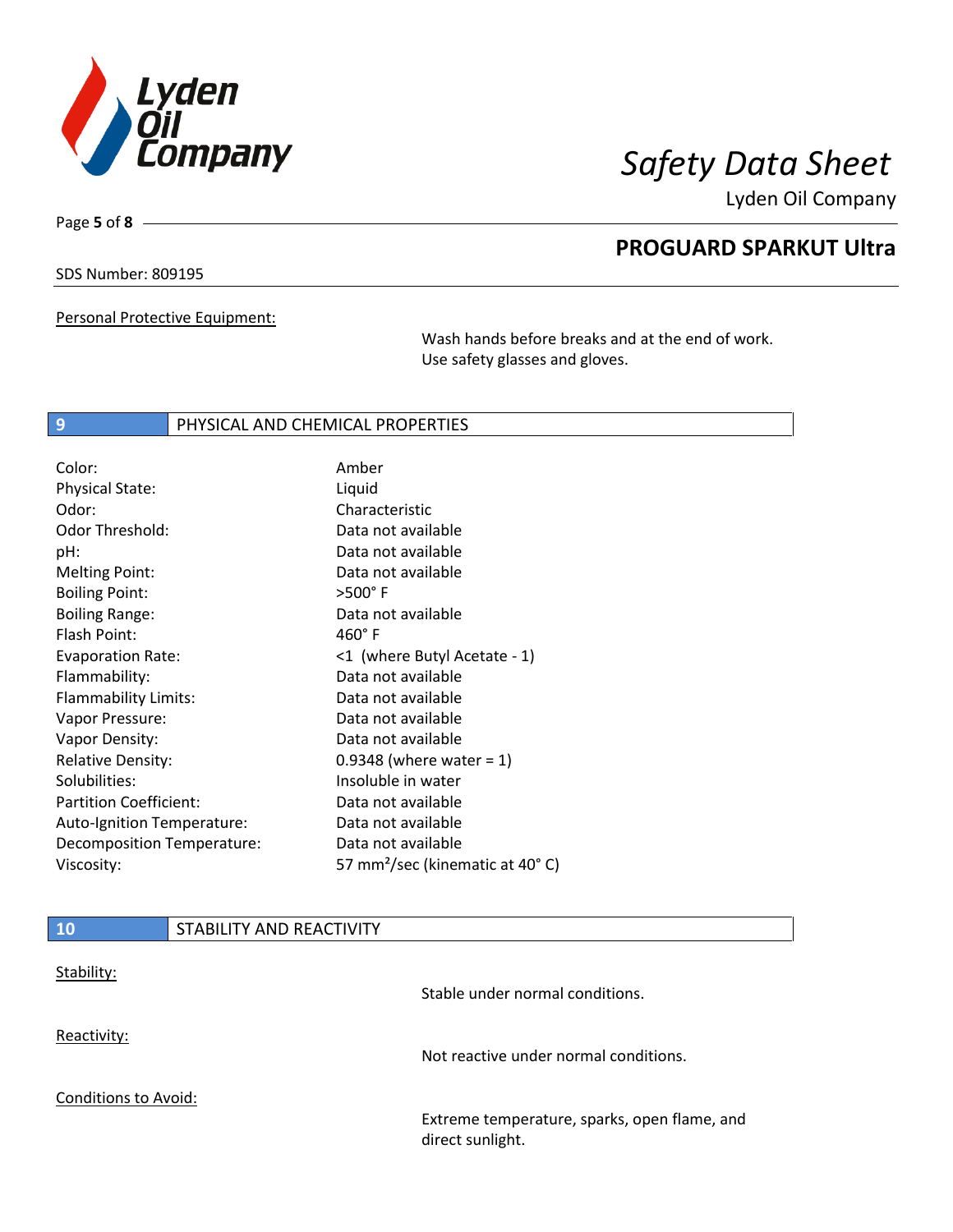SDS Number: 809195

Personal Protective Equipment:

Wash hands before breaks and at the end of work.
Use safety glasses and gloves.

## 9 PHYSICAL AND CHEMICAL PROPERTIES

| | |
|---|---|
| Color: | Amber |
| Physical State: | Liquid |
| Odor: | Characteristic |
| Odor Threshold: | Data not available |
| pH: | Data not available |
| Melting Point: | Data not available |
| Boiling Point: | >500° F |
| Boiling Range: | Data not available |
| Flash Point: | 460° F |
| Evaporation Rate: | <1 (where Butyl Acetate - 1) |
| Flammability: | Data not available |
| Flammability Limits: | Data not available |
| Vapor Pressure: | Data not available |
| Vapor Density: | Data not available |
| Relative Density: | 0.9348 (where water = 1) |
| Solubilities: | Insoluble in water |
| Partition Coefficient: | Data not available |
| Auto-Ignition Temperature: | Data not available |
| Decomposition Temperature: | Data not available |
| Viscosity: | 57 $mm^2$/sec (kinematic at 40° C) |

## 10 STABILITY AND REACTIVITY

Stability:

Stable under normal conditions.

Reactivity:

Not reactive under normal conditions.

Conditions to Avoid:

Extreme temperature, sparks, open flame, and direct sunlight.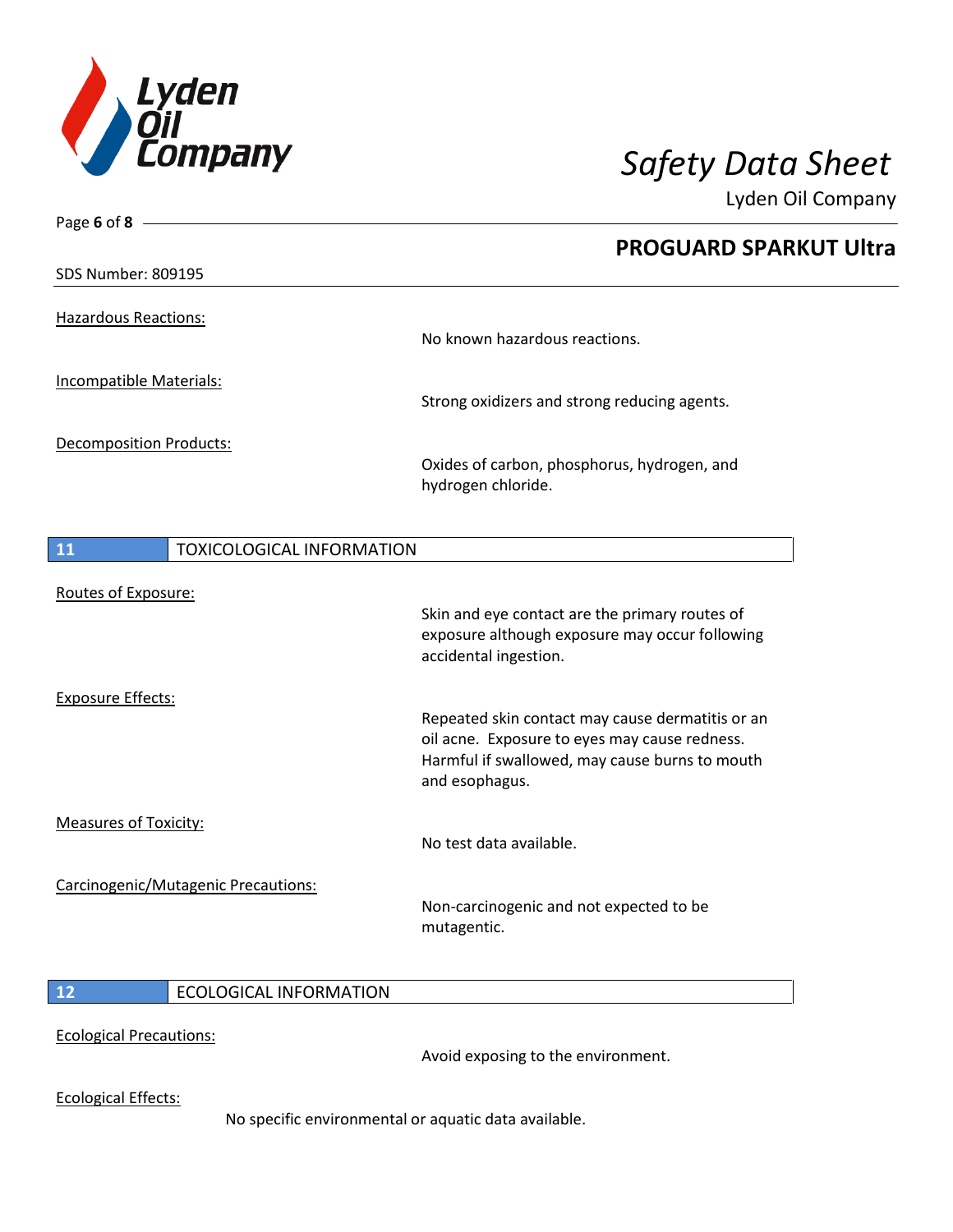SDS Number: 809195

Hazardous Reactions:

No known hazardous reactions.

Incompatible Materials:

Strong oxidizers and strong reducing agents.

Decomposition Products:

Oxides of carbon, phosphorus, hydrogen, and hydrogen chloride.

## 11 TOXICOLOGICAL INFORMATION

Routes of Exposure:

Skin and eye contact are the primary routes of exposure although exposure may occur following accidental ingestion.

Exposure Effects:

Repeated skin contact may cause dermatitis or an oil acne. Exposure to eyes may cause redness. Harmful if swallowed, may cause burns to mouth and esophagus.

Measures of Toxicity:

No test data available.

Carcinogenic/Mutagenic Precautions:

Non-carcinogenic and not expected to be mutagentic.

## 12 ECOLOGICAL INFORMATION

Ecological Precautions:

Avoid exposing to the environment.

Ecological Effects:

No specific environmental or aquatic data available.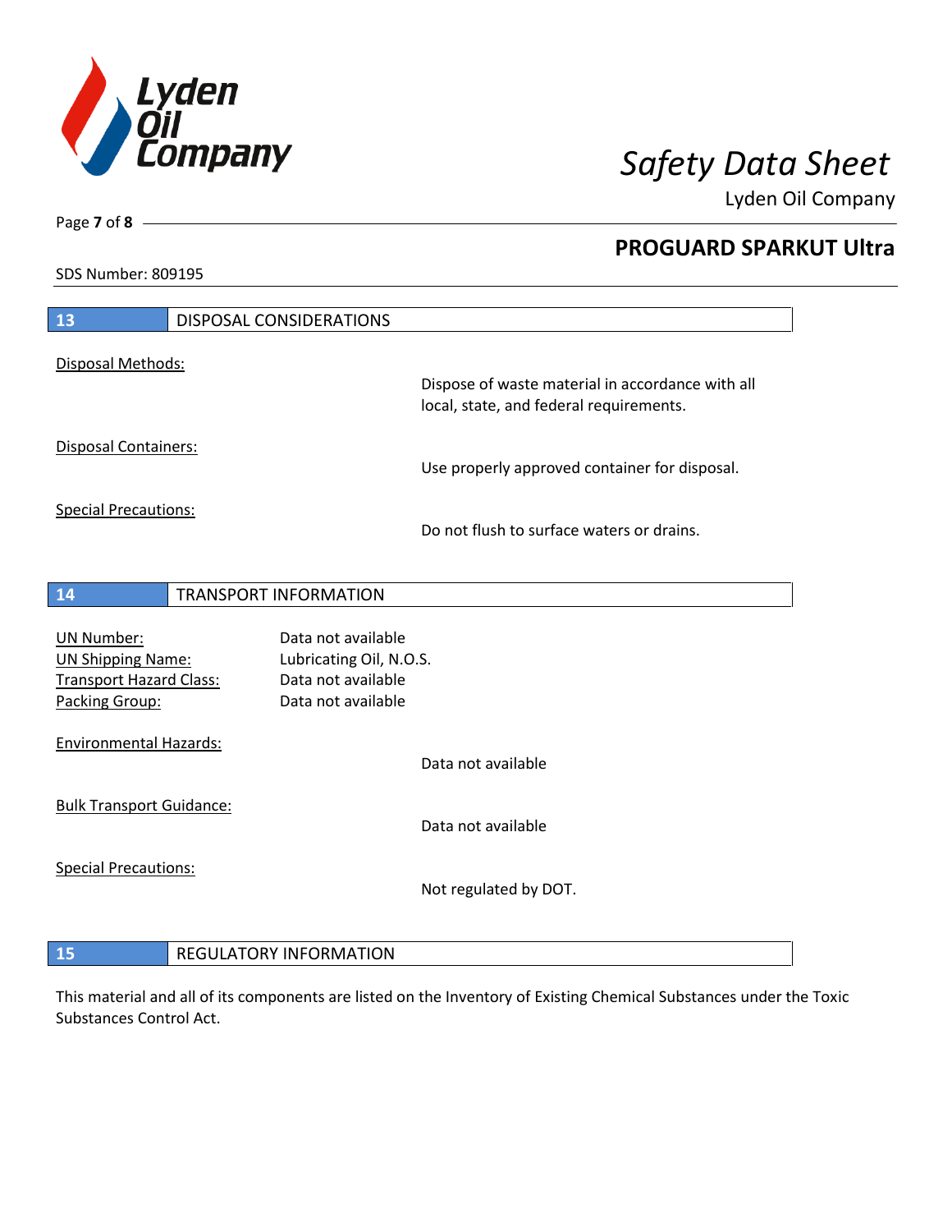## 13 DISPOSAL CONSIDERATIONS

Disposal Methods:

Dispose of waste material in accordance with all local, state, and federal requirements.

Disposal Containers:

Use properly approved container for disposal.

Special Precautions:

Do not flush to surface waters or drains.

## 14 TRANSPORT INFORMATION

| | |
|---|---|
| UN Number: | Data not available |
| UN Shipping Name: | Lubricating Oil, N.O.S. |
| Transport Hazard Class: | Data not available |
| Packing Group: | Data not available |

Environmental Hazards:

Data not available

Bulk Transport Guidance:

Data not available

Special Precautions:

Not regulated by DOT.

## 15 REGULATORY INFORMATION

This material and all of its components are listed on the Inventory of Existing Chemical Substances under the Toxic Substances Control Act.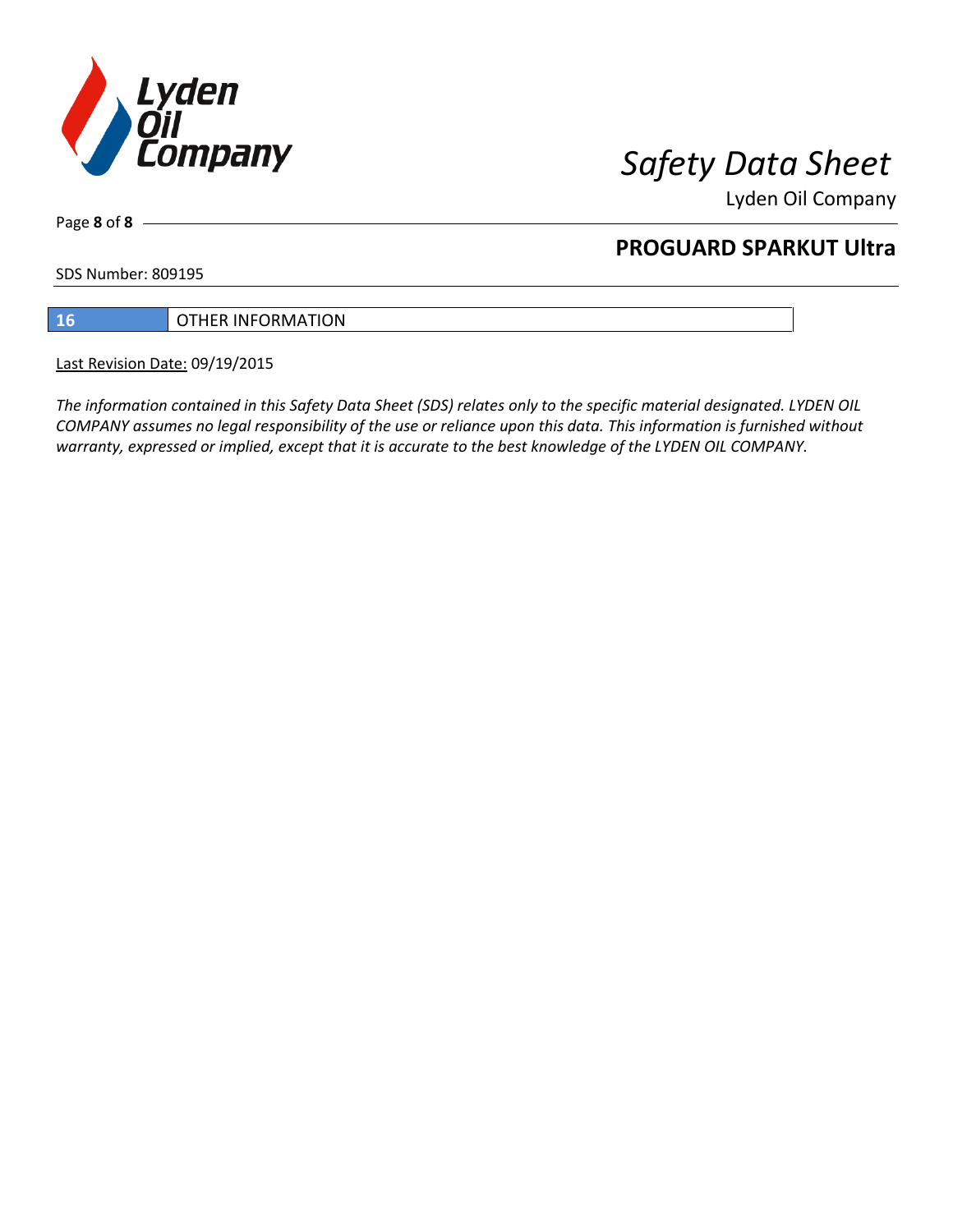## 16 OTHER INFORMATION

Last Revision Date: 09/19/2015

*The information contained in this Safety Data Sheet (SDS) relates only to the specific material designated. LYDEN OIL COMPANY assumes no legal responsibility of the use or reliance upon this data. This information is furnished without warranty, expressed or implied, except that it is accurate to the best knowledge of the LYDEN OIL COMPANY.*